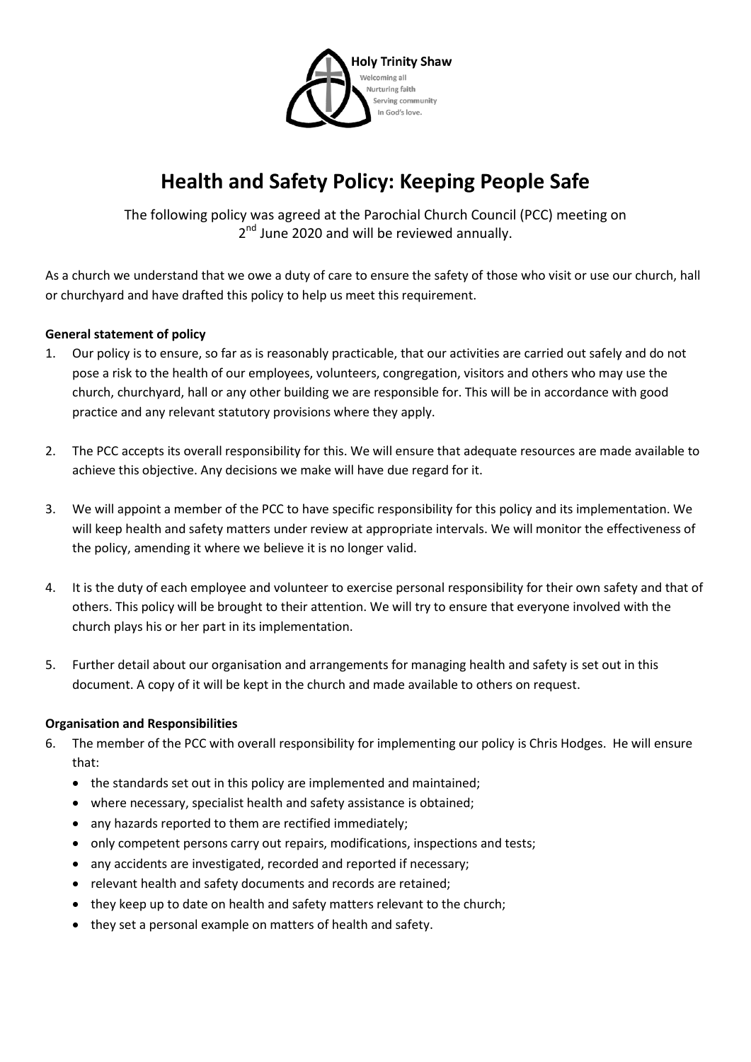Holy Trinity Shaw

Welcoming all
Nurturing faith
Serving community
In God's love.

# Health and Safety Policy: Keeping People Safe

The following policy was agreed at the Parochial Church Council (PCC) meeting on 2nd June 2020 and will be reviewed annually.

As a church we understand that we owe a duty of care to ensure the safety of those who visit or use our church, hall or churchyard and have drafted this policy to help us meet this requirement.

**General statement of policy**

1. Our policy is to ensure, so far as is reasonably practicable, that our activities are carried out safely and do not pose a risk to the health of our employees, volunteers, congregation, visitors and others who may use the church, churchyard, hall or any other building we are responsible for. This will be in accordance with good practice and any relevant statutory provisions where they apply.

2. The PCC accepts its overall responsibility for this. We will ensure that adequate resources are made available to achieve this objective. Any decisions we make will have due regard for it.

3. We will appoint a member of the PCC to have specific responsibility for this policy and its implementation. We will keep health and safety matters under review at appropriate intervals. We will monitor the effectiveness of the policy, amending it where we believe it is no longer valid.

4. It is the duty of each employee and volunteer to exercise personal responsibility for their own safety and that of others. This policy will be brought to their attention. We will try to ensure that everyone involved with the church plays his or her part in its implementation.

5. Further detail about our organisation and arrangements for managing health and safety is set out in this document. A copy of it will be kept in the church and made available to others on request.

**Organisation and Responsibilities**

6. The member of the PCC with overall responsibility for implementing our policy is Chris Hodges. He will ensure that:
   - the standards set out in this policy are implemented and maintained;
   - where necessary, specialist health and safety assistance is obtained;
   - any hazards reported to them are rectified immediately;
   - only competent persons carry out repairs, modifications, inspections and tests;
   - any accidents are investigated, recorded and reported if necessary;
   - relevant health and safety documents and records are retained;
   - they keep up to date on health and safety matters relevant to the church;
   - they set a personal example on matters of health and safety.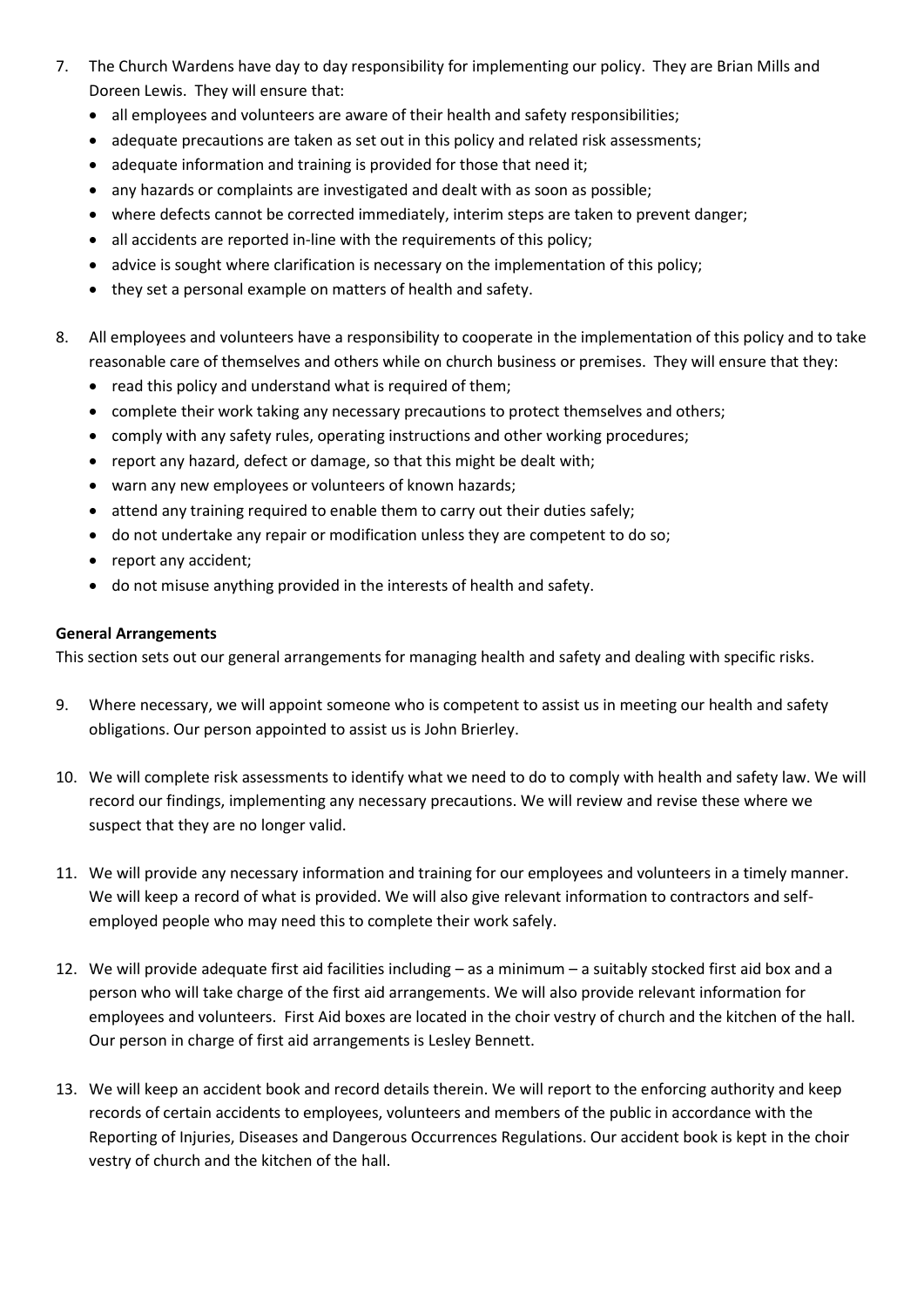7. The Church Wardens have day to day responsibility for implementing our policy. They are Brian Mills and Doreen Lewis. They will ensure that:
   - all employees and volunteers are aware of their health and safety responsibilities;
   - adequate precautions are taken as set out in this policy and related risk assessments;
   - adequate information and training is provided for those that need it;
   - any hazards or complaints are investigated and dealt with as soon as possible;
   - where defects cannot be corrected immediately, interim steps are taken to prevent danger;
   - all accidents are reported in-line with the requirements of this policy;
   - advice is sought where clarification is necessary on the implementation of this policy;
   - they set a personal example on matters of health and safety.

8. All employees and volunteers have a responsibility to cooperate in the implementation of this policy and to take reasonable care of themselves and others while on church business or premises. They will ensure that they:
   - read this policy and understand what is required of them;
   - complete their work taking any necessary precautions to protect themselves and others;
   - comply with any safety rules, operating instructions and other working procedures;
   - report any hazard, defect or damage, so that this might be dealt with;
   - warn any new employees or volunteers of known hazards;
   - attend any training required to enable them to carry out their duties safely;
   - do not undertake any repair or modification unless they are competent to do so;
   - report any accident;
   - do not misuse anything provided in the interests of health and safety.

**General Arrangements**

This section sets out our general arrangements for managing health and safety and dealing with specific risks.

9. Where necessary, we will appoint someone who is competent to assist us in meeting our health and safety obligations. Our person appointed to assist us is John Brierley.

10. We will complete risk assessments to identify what we need to do to comply with health and safety law. We will record our findings, implementing any necessary precautions. We will review and revise these where we suspect that they are no longer valid.

11. We will provide any necessary information and training for our employees and volunteers in a timely manner. We will keep a record of what is provided. We will also give relevant information to contractors and self-employed people who may need this to complete their work safely.

12. We will provide adequate first aid facilities including – as a minimum – a suitably stocked first aid box and a person who will take charge of the first aid arrangements. We will also provide relevant information for employees and volunteers. First Aid boxes are located in the choir vestry of church and the kitchen of the hall. Our person in charge of first aid arrangements is Lesley Bennett.

13. We will keep an accident book and record details therein. We will report to the enforcing authority and keep records of certain accidents to employees, volunteers and members of the public in accordance with the Reporting of Injuries, Diseases and Dangerous Occurrences Regulations. Our accident book is kept in the choir vestry of church and the kitchen of the hall.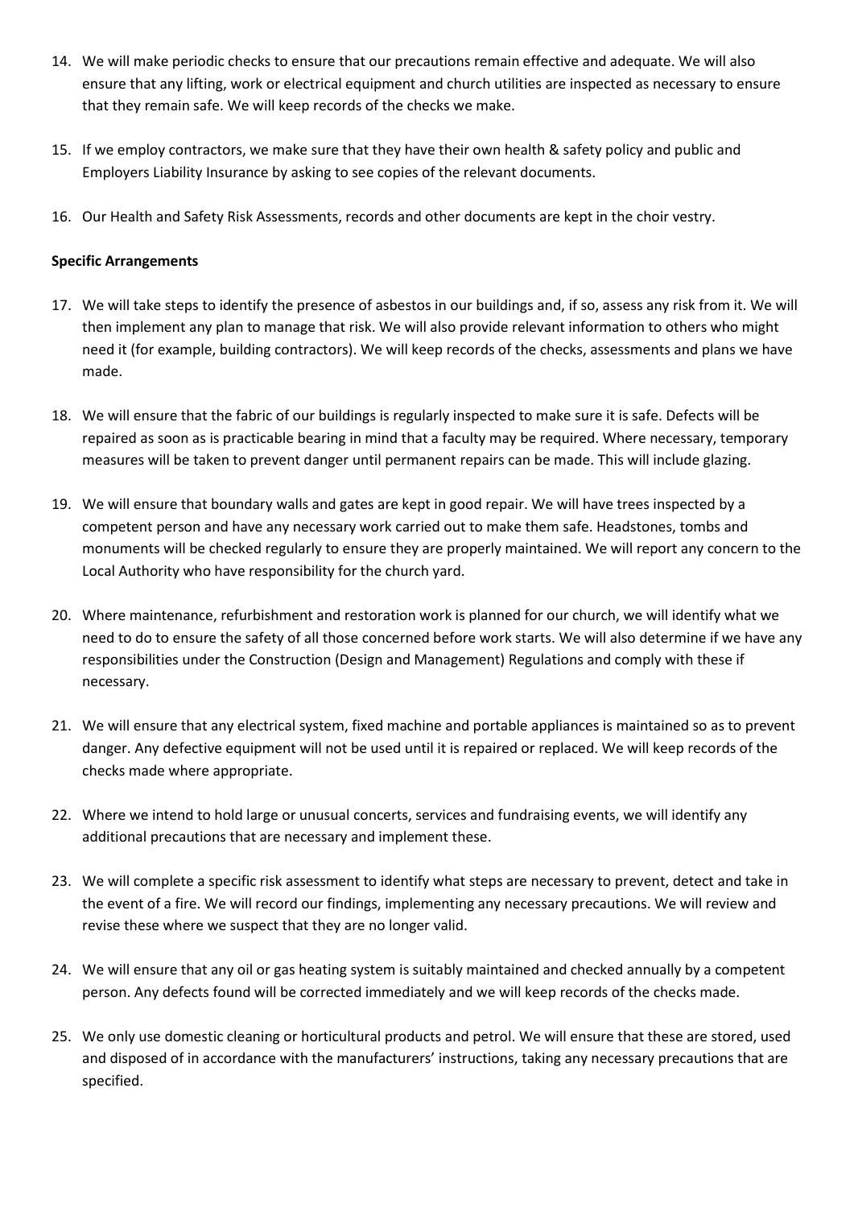14. We will make periodic checks to ensure that our precautions remain effective and adequate. We will also ensure that any lifting, work or electrical equipment and church utilities are inspected as necessary to ensure that they remain safe. We will keep records of the checks we make.

15. If we employ contractors, we make sure that they have their own health & safety policy and public and Employers Liability Insurance by asking to see copies of the relevant documents.

16. Our Health and Safety Risk Assessments, records and other documents are kept in the choir vestry.

**Specific Arrangements**

17. We will take steps to identify the presence of asbestos in our buildings and, if so, assess any risk from it. We will then implement any plan to manage that risk. We will also provide relevant information to others who might need it (for example, building contractors). We will keep records of the checks, assessments and plans we have made.

18. We will ensure that the fabric of our buildings is regularly inspected to make sure it is safe. Defects will be repaired as soon as is practicable bearing in mind that a faculty may be required. Where necessary, temporary measures will be taken to prevent danger until permanent repairs can be made. This will include glazing.

19. We will ensure that boundary walls and gates are kept in good repair. We will have trees inspected by a competent person and have any necessary work carried out to make them safe. Headstones, tombs and monuments will be checked regularly to ensure they are properly maintained. We will report any concern to the Local Authority who have responsibility for the church yard.

20. Where maintenance, refurbishment and restoration work is planned for our church, we will identify what we need to do to ensure the safety of all those concerned before work starts. We will also determine if we have any responsibilities under the Construction (Design and Management) Regulations and comply with these if necessary.

21. We will ensure that any electrical system, fixed machine and portable appliances is maintained so as to prevent danger. Any defective equipment will not be used until it is repaired or replaced. We will keep records of the checks made where appropriate.

22. Where we intend to hold large or unusual concerts, services and fundraising events, we will identify any additional precautions that are necessary and implement these.

23. We will complete a specific risk assessment to identify what steps are necessary to prevent, detect and take in the event of a fire. We will record our findings, implementing any necessary precautions. We will review and revise these where we suspect that they are no longer valid.

24. We will ensure that any oil or gas heating system is suitably maintained and checked annually by a competent person. Any defects found will be corrected immediately and we will keep records of the checks made.

25. We only use domestic cleaning or horticultural products and petrol. We will ensure that these are stored, used and disposed of in accordance with the manufacturers' instructions, taking any necessary precautions that are specified.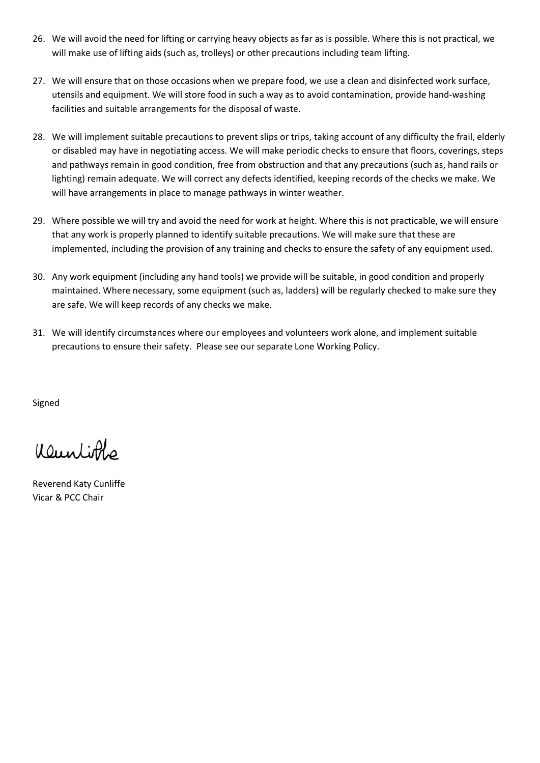26. We will avoid the need for lifting or carrying heavy objects as far as is possible. Where this is not practical, we will make use of lifting aids (such as, trolleys) or other precautions including team lifting.

27. We will ensure that on those occasions when we prepare food, we use a clean and disinfected work surface, utensils and equipment. We will store food in such a way as to avoid contamination, provide hand-washing facilities and suitable arrangements for the disposal of waste.

28. We will implement suitable precautions to prevent slips or trips, taking account of any difficulty the frail, elderly or disabled may have in negotiating access. We will make periodic checks to ensure that floors, coverings, steps and pathways remain in good condition, free from obstruction and that any precautions (such as, hand rails or lighting) remain adequate. We will correct any defects identified, keeping records of the checks we make. We will have arrangements in place to manage pathways in winter weather.

29. Where possible we will try and avoid the need for work at height. Where this is not practicable, we will ensure that any work is properly planned to identify suitable precautions. We will make sure that these are implemented, including the provision of any training and checks to ensure the safety of any equipment used.

30. Any work equipment (including any hand tools) we provide will be suitable, in good condition and properly maintained. Where necessary, some equipment (such as, ladders) will be regularly checked to make sure they are safe. We will keep records of any checks we make.

31. We will identify circumstances where our employees and volunteers work alone, and implement suitable precautions to ensure their safety. Please see our separate Lone Working Policy.

Signed

KCunliffe

Reverend Katy Cunliffe
Vicar & PCC Chair